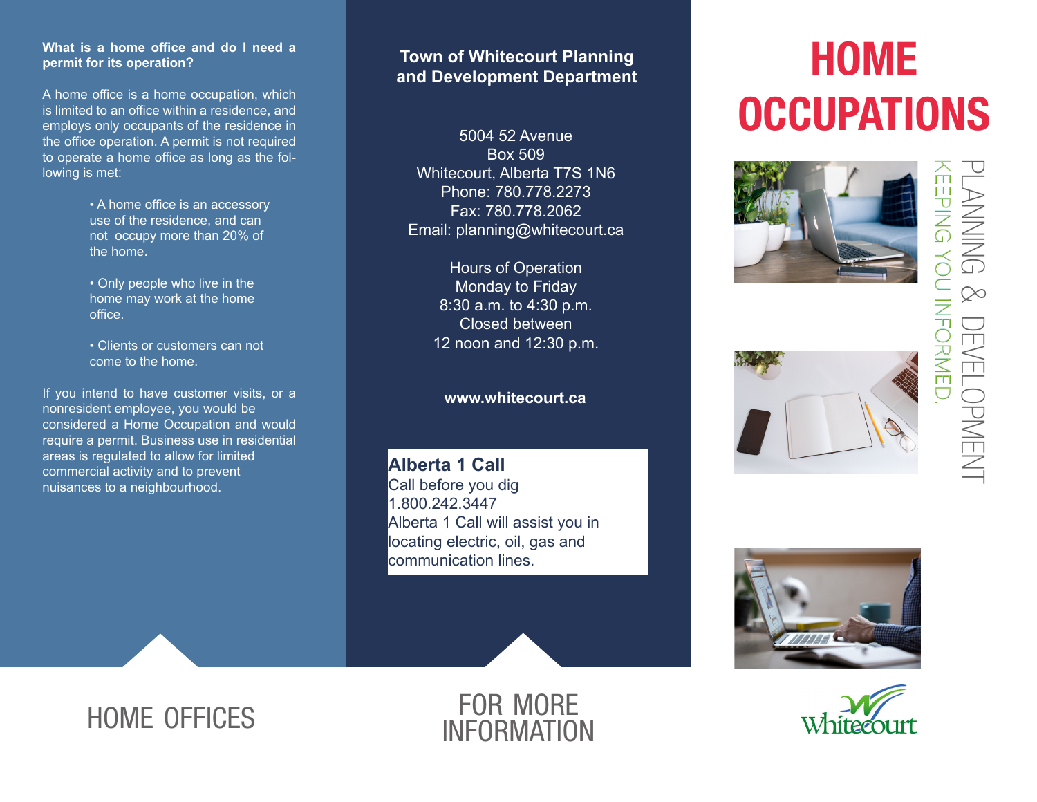# HOME OCCUPATIONS

PLANNING & DEVELOPMENT

KEEPING YOU INFORMED.

Whitecourt

## HOME OFFICES

**What is a home office and do I need a permit for its operation?**

A home office is a home occupation, which is limited to an office within a residence, and employs only occupants of the residence in the office operation. A permit is not required to operate a home office as long as the following is met:

- A home office is an accessory use of the residence, and can not occupy more than 20% of the home.
- Only people who live in the home may work at the home office.
- Clients or customers can not come to the home.

If you intend to have customer visits, or a nonresident employee, you would be considered a Home Occupation and would require a permit. Business use in residential areas is regulated to allow for limited commercial activity and to prevent nuisances to a neighbourhood.

## FOR MORE INFORMATION

**Town of Whitecourt Planning and Development Department**

5004 52 Avenue
Box 509
Whitecourt, Alberta T7S 1N6
Phone: 780.778.2273
Fax: 780.778.2062
Email: planning@whitecourt.ca

Hours of Operation
Monday to Friday
8:30 a.m. to 4:30 p.m.
Closed between
12 noon and 12:30 p.m.

**www.whitecourt.ca**

**Alberta 1 Call**
Call before you dig
1.800.242.3447
Alberta 1 Call will assist you in locating electric, oil, gas and communication lines.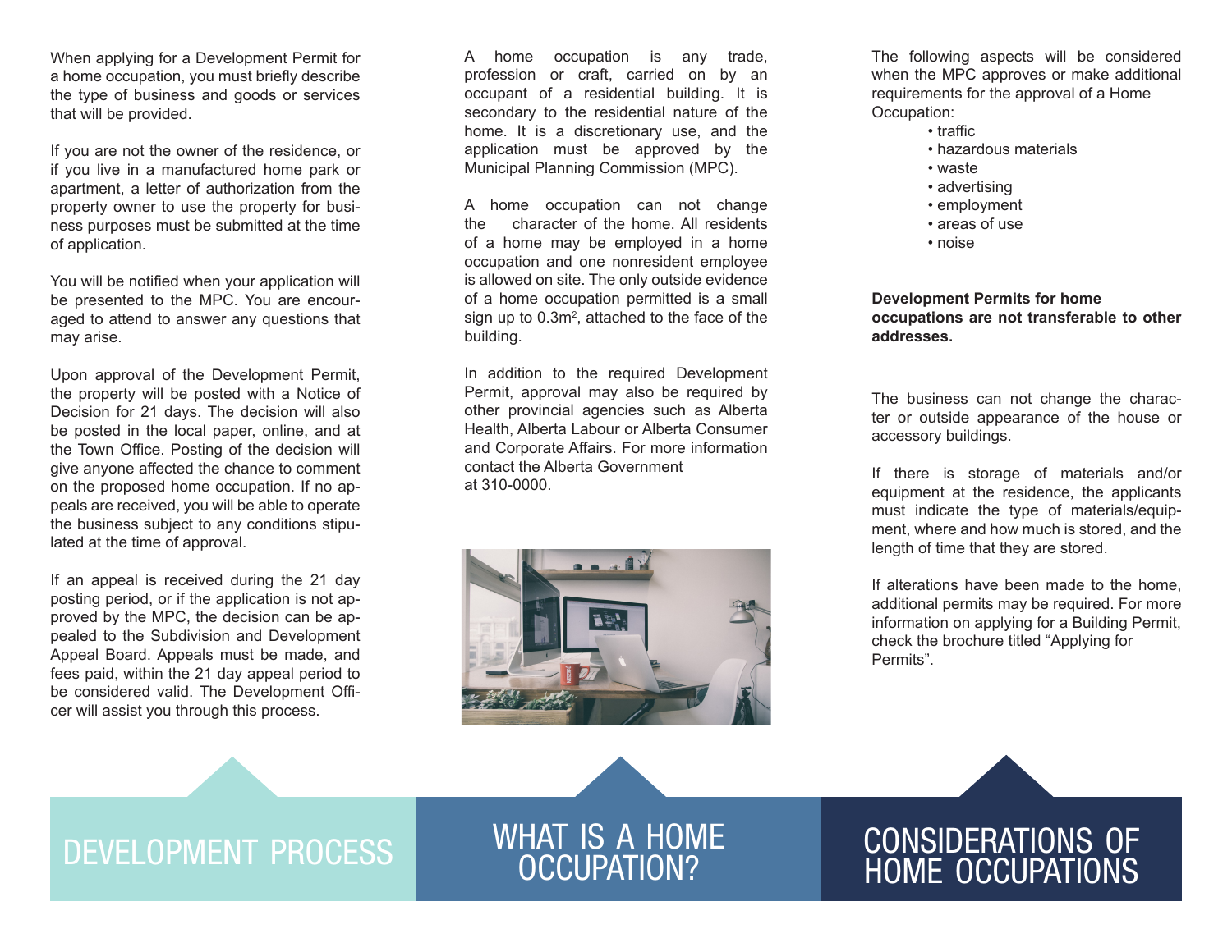## DEVELOPMENT PROCESS

When applying for a Development Permit for a home occupation, you must briefly describe the type of business and goods or services that will be provided.

If you are not the owner of the residence, or if you live in a manufactured home park or apartment, a letter of authorization from the property owner to use the property for business purposes must be submitted at the time of application.

You will be notified when your application will be presented to the MPC. You are encouraged to attend to answer any questions that may arise.

Upon approval of the Development Permit, the property will be posted with a Notice of Decision for 21 days. The decision will also be posted in the local paper, online, and at the Town Office. Posting of the decision will give anyone affected the chance to comment on the proposed home occupation. If no appeals are received, you will be able to operate the business subject to any conditions stipulated at the time of approval.

If an appeal is received during the 21 day posting period, or if the application is not approved by the MPC, the decision can be appealed to the Subdivision and Development Appeal Board. Appeals must be made, and fees paid, within the 21 day appeal period to be considered valid. The Development Officer will assist you through this process.

## WHAT IS A HOME OCCUPATION?

A home occupation is any trade, profession or craft, carried on by an occupant of a residential building. It is secondary to the residential nature of the home. It is a discretionary use, and the application must be approved by the Municipal Planning Commission (MPC).

A home occupation can not change the character of the home. All residents of a home may be employed in a home occupation and one nonresident employee is allowed on site. The only outside evidence of a home occupation permitted is a small sign up to $0.3m^2$, attached to the face of the building.

In addition to the required Development Permit, approval may also be required by other provincial agencies such as Alberta Health, Alberta Labour or Alberta Consumer and Corporate Affairs. For more information contact the Alberta Government at 310-0000.

## CONSIDERATIONS OF HOME OCCUPATIONS

The following aspects will be considered when the MPC approves or make additional requirements for the approval of a Home Occupation:

- traffic
- hazardous materials
- waste
- advertising
- employment
- areas of use
- noise

**Development Permits for home occupations are not transferable to other addresses.**

The business can not change the character or outside appearance of the house or accessory buildings.

If there is storage of materials and/or equipment at the residence, the applicants must indicate the type of materials/equipment, where and how much is stored, and the length of time that they are stored.

If alterations have been made to the home, additional permits may be required. For more information on applying for a Building Permit, check the brochure titled "Applying for Permits".